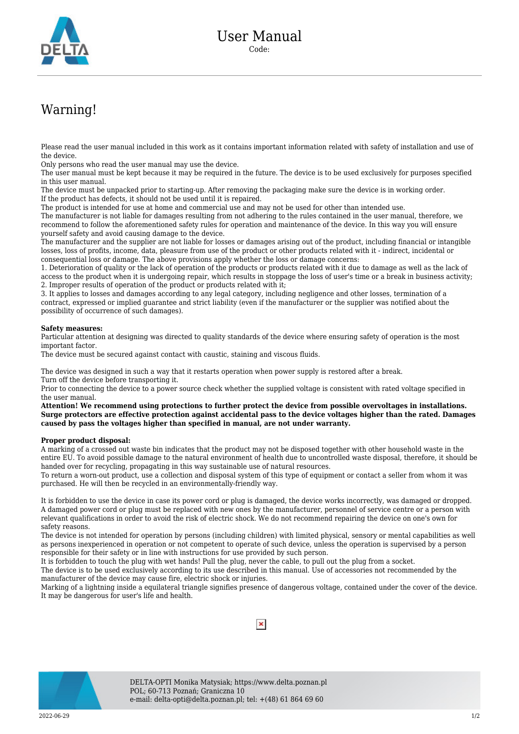# User Manual

Code:

## Warning!

Please read the user manual included in this work as it contains important information related with safety of installation and use of the device.
Only persons who read the user manual may use the device.
The user manual must be kept because it may be required in the future. The device is to be used exclusively for purposes specified in this user manual.
The device must be unpacked prior to starting-up. After removing the packaging make sure the device is in working order.
If the product has defects, it should not be used until it is repaired.
The product is intended for use at home and commercial use and may not be used for other than intended use.
The manufacturer is not liable for damages resulting from not adhering to the rules contained in the user manual, therefore, we recommend to follow the aforementioned safety rules for operation and maintenance of the device. In this way you will ensure yourself safety and avoid causing damage to the device.
The manufacturer and the supplier are not liable for losses or damages arising out of the product, including financial or intangible losses, loss of profits, income, data, pleasure from use of the product or other products related with it - indirect, incidental or consequential loss or damage. The above provisions apply whether the loss or damage concerns:
1. Deterioration of quality or the lack of operation of the products or products related with it due to damage as well as the lack of access to the product when it is undergoing repair, which results in stoppage the loss of user's time or a break in business activity;
2. Improper results of operation of the product or products related with it;
3. It applies to losses and damages according to any legal category, including negligence and other losses, termination of a contract, expressed or implied guarantee and strict liability (even if the manufacturer or the supplier was notified about the possibility of occurrence of such damages).

**Safety measures:**
Particular attention at designing was directed to quality standards of the device where ensuring safety of operation is the most important factor.
The device must be secured against contact with caustic, staining and viscous fluids.

The device was designed in such a way that it restarts operation when power supply is restored after a break.
Turn off the device before transporting it.
Prior to connecting the device to a power source check whether the supplied voltage is consistent with rated voltage specified in the user manual.
**Attention! We recommend using protections to further protect the device from possible overvoltages in installations. Surge protectors are effective protection against accidental pass to the device voltages higher than the rated. Damages caused by pass the voltages higher than specified in manual, are not under warranty.**

**Proper product disposal:**
A marking of a crossed out waste bin indicates that the product may not be disposed together with other household waste in the entire EU. To avoid possible damage to the natural environment of health due to uncontrolled waste disposal, therefore, it should be handed over for recycling, propagating in this way sustainable use of natural resources.
To return a worn-out product, use a collection and disposal system of this type of equipment or contact a seller from whom it was purchased. He will then be recycled in an environmentally-friendly way.

It is forbidden to use the device in case its power cord or plug is damaged, the device works incorrectly, was damaged or dropped. A damaged power cord or plug must be replaced with new ones by the manufacturer, personnel of service centre or a person with relevant qualifications in order to avoid the risk of electric shock. We do not recommend repairing the device on one's own for safety reasons.
The device is not intended for operation by persons (including children) with limited physical, sensory or mental capabilities as well as persons inexperienced in operation or not competent to operate of such device, unless the operation is supervised by a person responsible for their safety or in line with instructions for use provided by such person.
It is forbidden to touch the plug with wet hands! Pull the plug, never the cable, to pull out the plug from a socket.
The device is to be used exclusively according to its use described in this manual. Use of accessories not recommended by the manufacturer of the device may cause fire, electric shock or injuries.
Marking of a lightning inside a equilateral triangle signifies presence of dangerous voltage, contained under the cover of the device. It may be dangerous for user's life and health.

DELTA-OPTI Monika Matysiak; https://www.delta.poznan.pl
POL; 60-713 Poznań; Graniczna 10
e-mail: delta-opti@delta.poznan.pl; tel: +(48) 61 864 69 60

2022-06-29